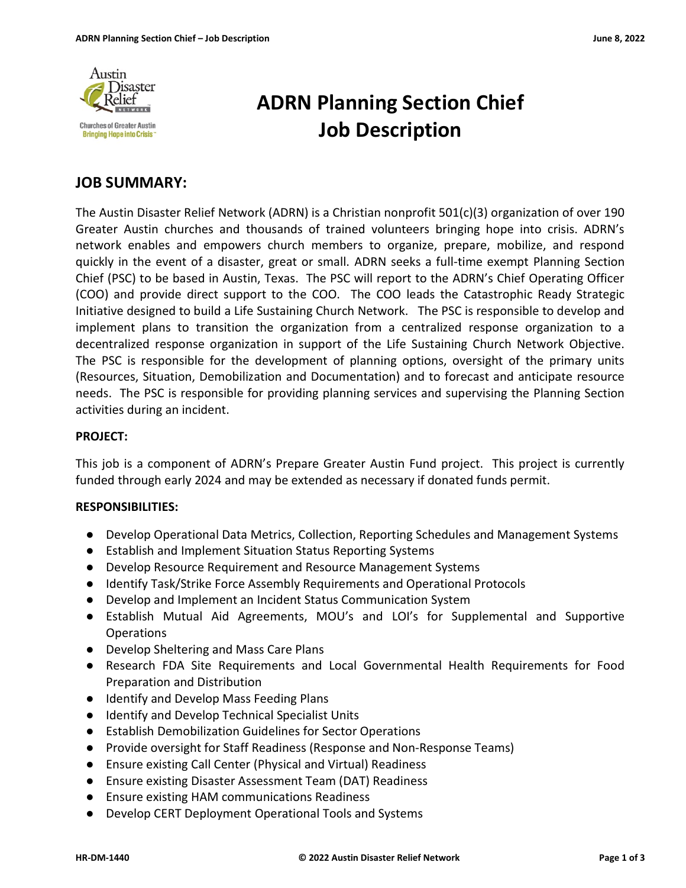# ADRN Planning Section Chief Job Description

## JOB SUMMARY:

The Austin Disaster Relief Network (ADRN) is a Christian nonprofit 501(c)(3) organization of over 190 Greater Austin churches and thousands of trained volunteers bringing hope into crisis. ADRN's network enables and empowers church members to organize, prepare, mobilize, and respond quickly in the event of a disaster, great or small. ADRN seeks a full-time exempt Planning Section Chief (PSC) to be based in Austin, Texas. The PSC will report to the ADRN's Chief Operating Officer (COO) and provide direct support to the COO. The COO leads the Catastrophic Ready Strategic Initiative designed to build a Life Sustaining Church Network. The PSC is responsible to develop and implement plans to transition the organization from a centralized response organization to a decentralized response organization in support of the Life Sustaining Church Network Objective. The PSC is responsible for the development of planning options, oversight of the primary units (Resources, Situation, Demobilization and Documentation) and to forecast and anticipate resource needs. The PSC is responsible for providing planning services and supervising the Planning Section activities during an incident.

**PROJECT:**

This job is a component of ADRN's Prepare Greater Austin Fund project. This project is currently funded through early 2024 and may be extended as necessary if donated funds permit.

**RESPONSIBILITIES:**

- Develop Operational Data Metrics, Collection, Reporting Schedules and Management Systems
- Establish and Implement Situation Status Reporting Systems
- Develop Resource Requirement and Resource Management Systems
- Identify Task/Strike Force Assembly Requirements and Operational Protocols
- Develop and Implement an Incident Status Communication System
- Establish Mutual Aid Agreements, MOU's and LOI's for Supplemental and Supportive Operations
- Develop Sheltering and Mass Care Plans
- Research FDA Site Requirements and Local Governmental Health Requirements for Food Preparation and Distribution
- Identify and Develop Mass Feeding Plans
- Identify and Develop Technical Specialist Units
- Establish Demobilization Guidelines for Sector Operations
- Provide oversight for Staff Readiness (Response and Non-Response Teams)
- Ensure existing Call Center (Physical and Virtual) Readiness
- Ensure existing Disaster Assessment Team (DAT) Readiness
- Ensure existing HAM communications Readiness
- Develop CERT Deployment Operational Tools and Systems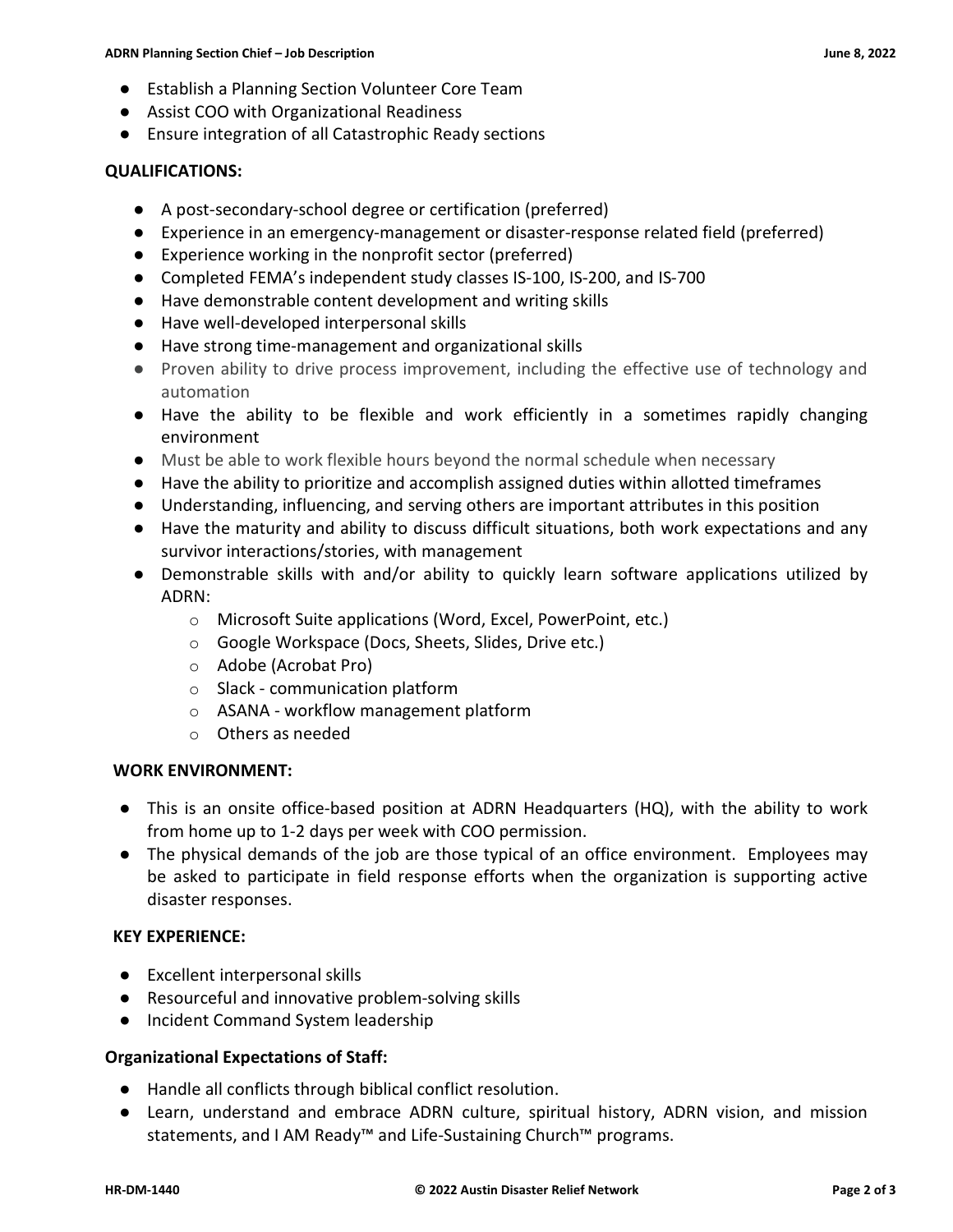- Establish a Planning Section Volunteer Core Team
- Assist COO with Organizational Readiness
- Ensure integration of all Catastrophic Ready sections

**QUALIFICATIONS:**

- A post-secondary-school degree or certification (preferred)
- Experience in an emergency-management or disaster-response related field (preferred)
- Experience working in the nonprofit sector (preferred)
- Completed FEMA's independent study classes IS-100, IS-200, and IS-700
- Have demonstrable content development and writing skills
- Have well-developed interpersonal skills
- Have strong time-management and organizational skills
- Proven ability to drive process improvement, including the effective use of technology and automation
- Have the ability to be flexible and work efficiently in a sometimes rapidly changing environment
- Must be able to work flexible hours beyond the normal schedule when necessary
- Have the ability to prioritize and accomplish assigned duties within allotted timeframes
- Understanding, influencing, and serving others are important attributes in this position
- Have the maturity and ability to discuss difficult situations, both work expectations and any survivor interactions/stories, with management
- Demonstrable skills with and/or ability to quickly learn software applications utilized by ADRN:
  - Microsoft Suite applications (Word, Excel, PowerPoint, etc.)
  - Google Workspace (Docs, Sheets, Slides, Drive etc.)
  - Adobe (Acrobat Pro)
  - Slack - communication platform
  - ASANA - workflow management platform
  - Others as needed

**WORK ENVIRONMENT:**

- This is an onsite office-based position at ADRN Headquarters (HQ), with the ability to work from home up to 1-2 days per week with COO permission.
- The physical demands of the job are those typical of an office environment. Employees may be asked to participate in field response efforts when the organization is supporting active disaster responses.

**KEY EXPERIENCE:**

- Excellent interpersonal skills
- Resourceful and innovative problem-solving skills
- Incident Command System leadership

**Organizational Expectations of Staff:**

- Handle all conflicts through biblical conflict resolution.
- Learn, understand and embrace ADRN culture, spiritual history, ADRN vision, and mission statements, and I AM Ready™ and Life-Sustaining Church™ programs.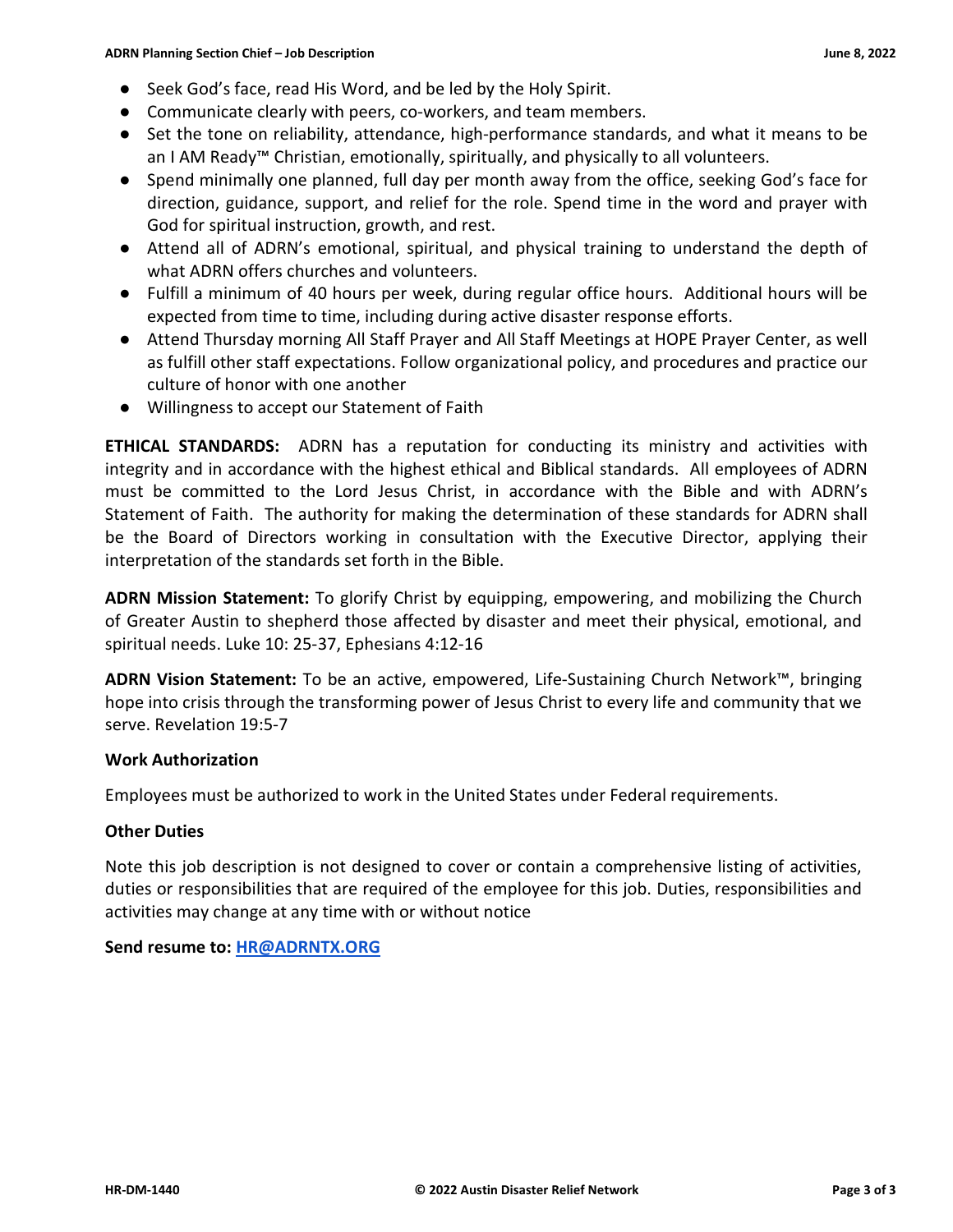- Seek God's face, read His Word, and be led by the Holy Spirit.
- Communicate clearly with peers, co-workers, and team members.
- Set the tone on reliability, attendance, high-performance standards, and what it means to be an I AM Ready™ Christian, emotionally, spiritually, and physically to all volunteers.
- Spend minimally one planned, full day per month away from the office, seeking God's face for direction, guidance, support, and relief for the role. Spend time in the word and prayer with God for spiritual instruction, growth, and rest.
- Attend all of ADRN's emotional, spiritual, and physical training to understand the depth of what ADRN offers churches and volunteers.
- Fulfill a minimum of 40 hours per week, during regular office hours. Additional hours will be expected from time to time, including during active disaster response efforts.
- Attend Thursday morning All Staff Prayer and All Staff Meetings at HOPE Prayer Center, as well as fulfill other staff expectations. Follow organizational policy, and procedures and practice our culture of honor with one another
- Willingness to accept our Statement of Faith

**ETHICAL STANDARDS:** ADRN has a reputation for conducting its ministry and activities with integrity and in accordance with the highest ethical and Biblical standards. All employees of ADRN must be committed to the Lord Jesus Christ, in accordance with the Bible and with ADRN's Statement of Faith. The authority for making the determination of these standards for ADRN shall be the Board of Directors working in consultation with the Executive Director, applying their interpretation of the standards set forth in the Bible.

**ADRN Mission Statement:** To glorify Christ by equipping, empowering, and mobilizing the Church of Greater Austin to shepherd those affected by disaster and meet their physical, emotional, and spiritual needs. Luke 10: 25-37, Ephesians 4:12-16

**ADRN Vision Statement:** To be an active, empowered, Life-Sustaining Church Network™, bringing hope into crisis through the transforming power of Jesus Christ to every life and community that we serve. Revelation 19:5-7

**Work Authorization**

Employees must be authorized to work in the United States under Federal requirements.

**Other Duties**

Note this job description is not designed to cover or contain a comprehensive listing of activities, duties or responsibilities that are required of the employee for this job. Duties, responsibilities and activities may change at any time with or without notice

**Send resume to: HR@ADRNTX.ORG**